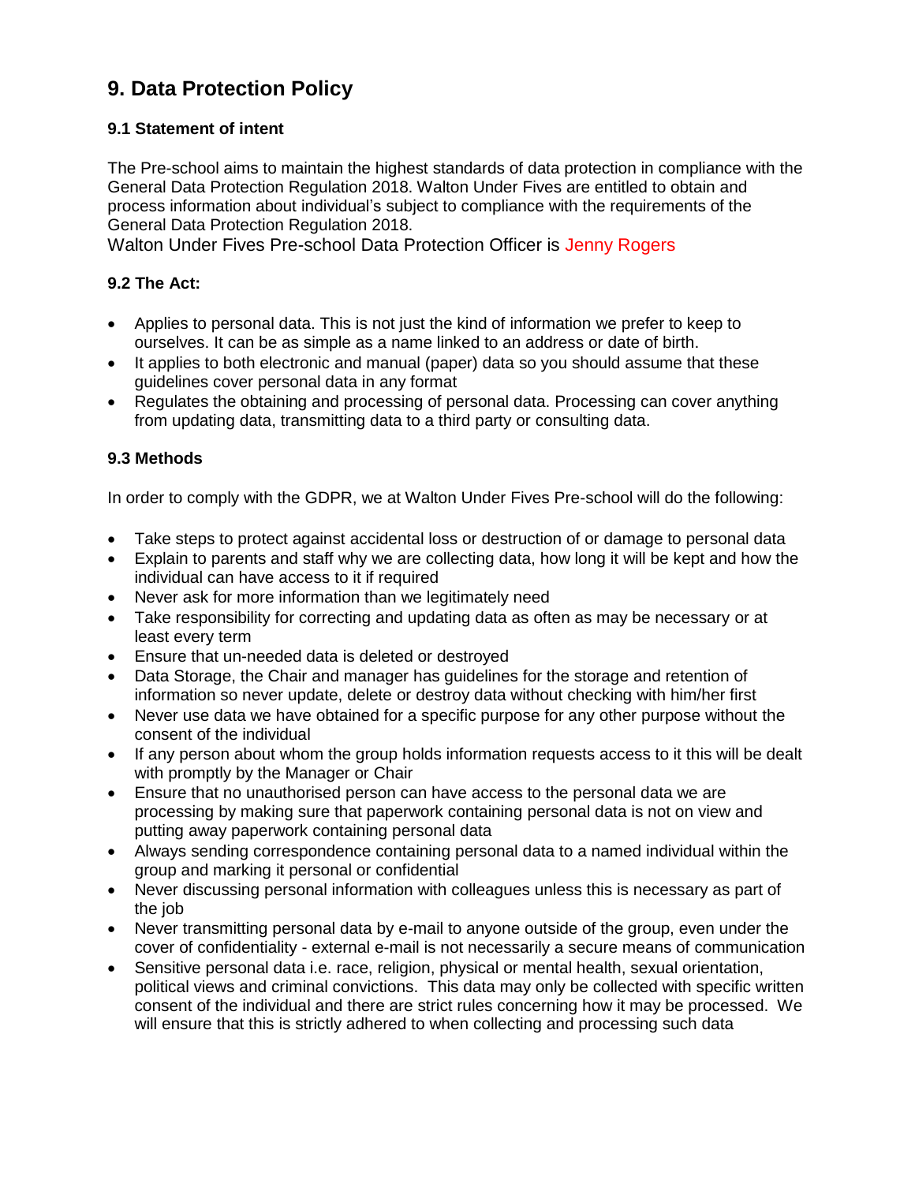## 9. Data Protection Policy

### 9.1 Statement of intent

The Pre-school aims to maintain the highest standards of data protection in compliance with the General Data Protection Regulation 2018. Walton Under Fives are entitled to obtain and process information about individual's subject to compliance with the requirements of the General Data Protection Regulation 2018.

Walton Under Fives Pre-school Data Protection Officer is Jenny Rogers

### 9.2 The Act:

- Applies to personal data. This is not just the kind of information we prefer to keep to ourselves. It can be as simple as a name linked to an address or date of birth.
- It applies to both electronic and manual (paper) data so you should assume that these guidelines cover personal data in any format
- Regulates the obtaining and processing of personal data. Processing can cover anything from updating data, transmitting data to a third party or consulting data.

### 9.3 Methods

In order to comply with the GDPR, we at Walton Under Fives Pre-school will do the following:

- Take steps to protect against accidental loss or destruction of or damage to personal data
- Explain to parents and staff why we are collecting data, how long it will be kept and how the individual can have access to it if required
- Never ask for more information than we legitimately need
- Take responsibility for correcting and updating data as often as may be necessary or at least every term
- Ensure that un-needed data is deleted or destroyed
- Data Storage, the Chair and manager has guidelines for the storage and retention of information so never update, delete or destroy data without checking with him/her first
- Never use data we have obtained for a specific purpose for any other purpose without the consent of the individual
- If any person about whom the group holds information requests access to it this will be dealt with promptly by the Manager or Chair
- Ensure that no unauthorised person can have access to the personal data we are processing by making sure that paperwork containing personal data is not on view and putting away paperwork containing personal data
- Always sending correspondence containing personal data to a named individual within the group and marking it personal or confidential
- Never discussing personal information with colleagues unless this is necessary as part of the job
- Never transmitting personal data by e-mail to anyone outside of the group, even under the cover of confidentiality - external e-mail is not necessarily a secure means of communication
- Sensitive personal data i.e. race, religion, physical or mental health, sexual orientation, political views and criminal convictions. This data may only be collected with specific written consent of the individual and there are strict rules concerning how it may be processed. We will ensure that this is strictly adhered to when collecting and processing such data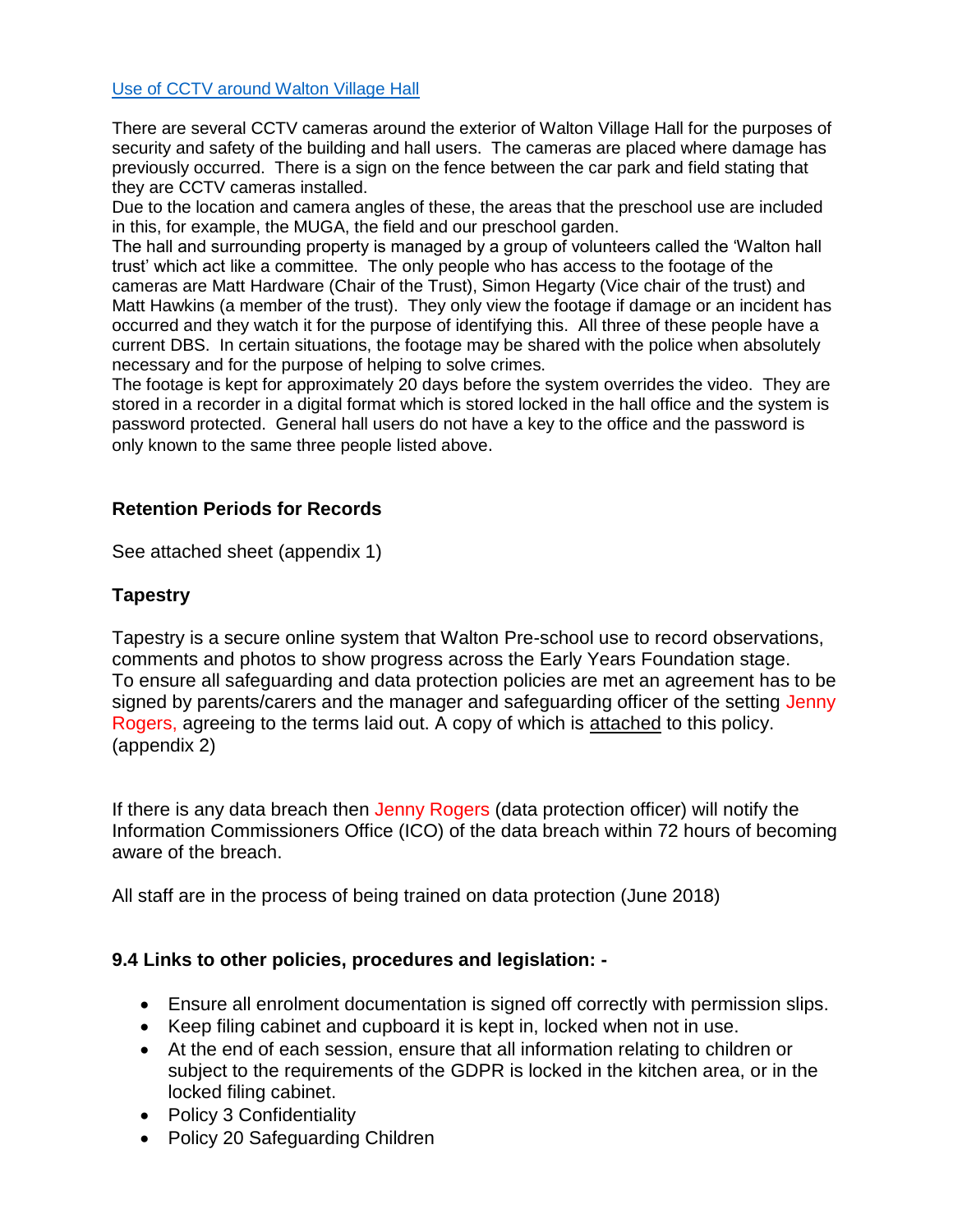Use of CCTV around Walton Village Hall

There are several CCTV cameras around the exterior of Walton Village Hall for the purposes of security and safety of the building and hall users. The cameras are placed where damage has previously occurred. There is a sign on the fence between the car park and field stating that they are CCTV cameras installed.
Due to the location and camera angles of these, the areas that the preschool use are included in this, for example, the MUGA, the field and our preschool garden.
The hall and surrounding property is managed by a group of volunteers called the 'Walton hall trust' which act like a committee. The only people who has access to the footage of the cameras are Matt Hardware (Chair of the Trust), Simon Hegarty (Vice chair of the trust) and Matt Hawkins (a member of the trust). They only view the footage if damage or an incident has occurred and they watch it for the purpose of identifying this. All three of these people have a current DBS. In certain situations, the footage may be shared with the police when absolutely necessary and for the purpose of helping to solve crimes.
The footage is kept for approximately 20 days before the system overrides the video. They are stored in a recorder in a digital format which is stored locked in the hall office and the system is password protected. General hall users do not have a key to the office and the password is only known to the same three people listed above.

**Retention Periods for Records**

See attached sheet (appendix 1)

**Tapestry**

Tapestry is a secure online system that Walton Pre-school use to record observations, comments and photos to show progress across the Early Years Foundation stage.
To ensure all safeguarding and data protection policies are met an agreement has to be signed by parents/carers and the manager and safeguarding officer of the setting Jenny Rogers, agreeing to the terms laid out. A copy of which is attached to this policy. (appendix 2)

If there is any data breach then Jenny Rogers (data protection officer) will notify the Information Commissioners Office (ICO) of the data breach within 72 hours of becoming aware of the breach.

All staff are in the process of being trained on data protection (June 2018)

**9.4 Links to other policies, procedures and legislation: -**

- Ensure all enrolment documentation is signed off correctly with permission slips.
- Keep filing cabinet and cupboard it is kept in, locked when not in use.
- At the end of each session, ensure that all information relating to children or subject to the requirements of the GDPR is locked in the kitchen area, or in the locked filing cabinet.
- Policy 3 Confidentiality
- Policy 20 Safeguarding Children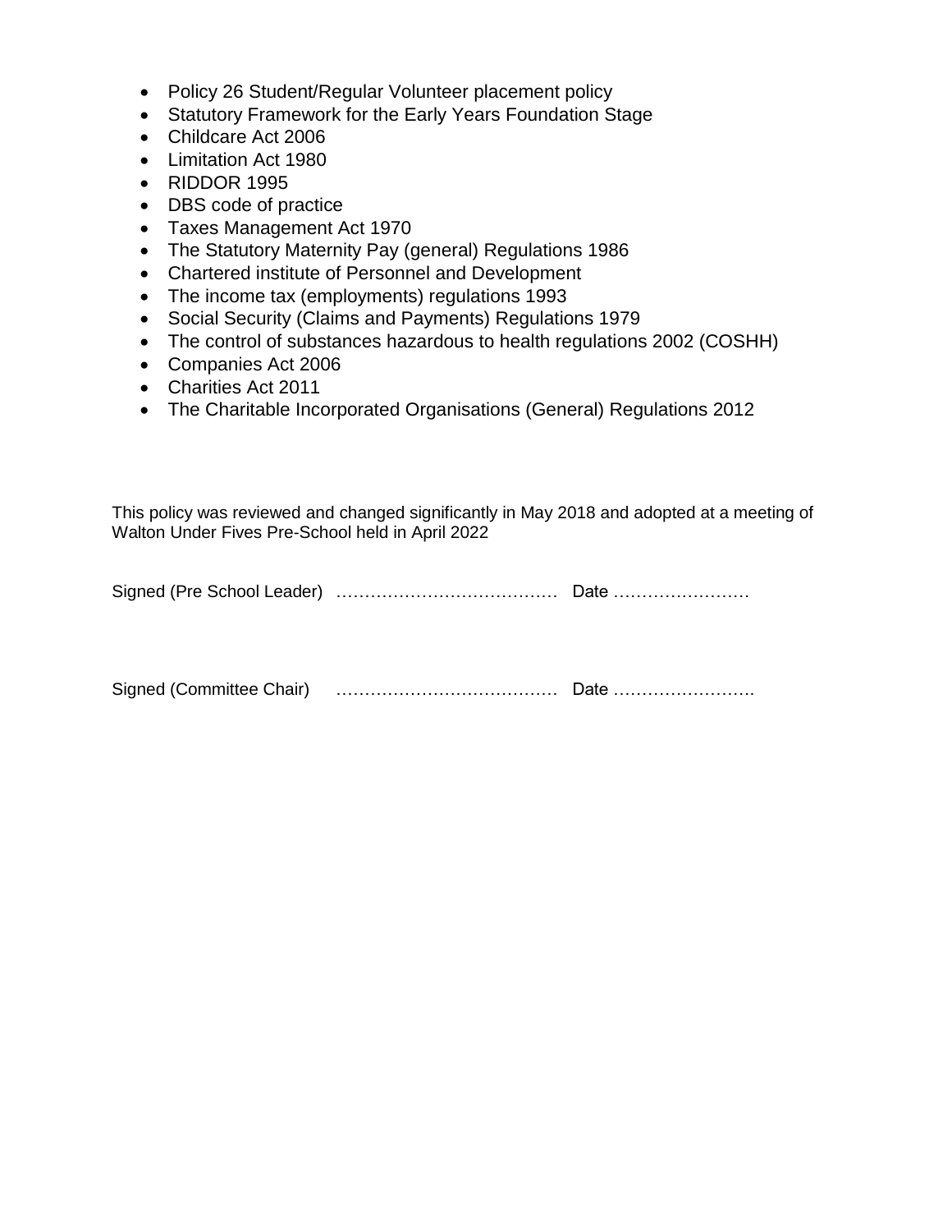- Policy 26 Student/Regular Volunteer placement policy
- Statutory Framework for the Early Years Foundation Stage
- Childcare Act 2006
- Limitation Act 1980
- RIDDOR 1995
- DBS code of practice
- Taxes Management Act 1970
- The Statutory Maternity Pay (general) Regulations 1986
- Chartered institute of Personnel and Development
- The income tax (employments) regulations 1993
- Social Security (Claims and Payments) Regulations 1979
- The control of substances hazardous to health regulations 2002 (COSHH)
- Companies Act 2006
- Charities Act 2011
- The Charitable Incorporated Organisations (General) Regulations 2012

This policy was reviewed and changed significantly in May 2018 and adopted at a meeting of Walton Under Fives Pre-School held in April 2022

Signed (Pre School Leader) ………………………………… Date ……………………

Signed (Committee Chair) ………………………………… Date …………………….